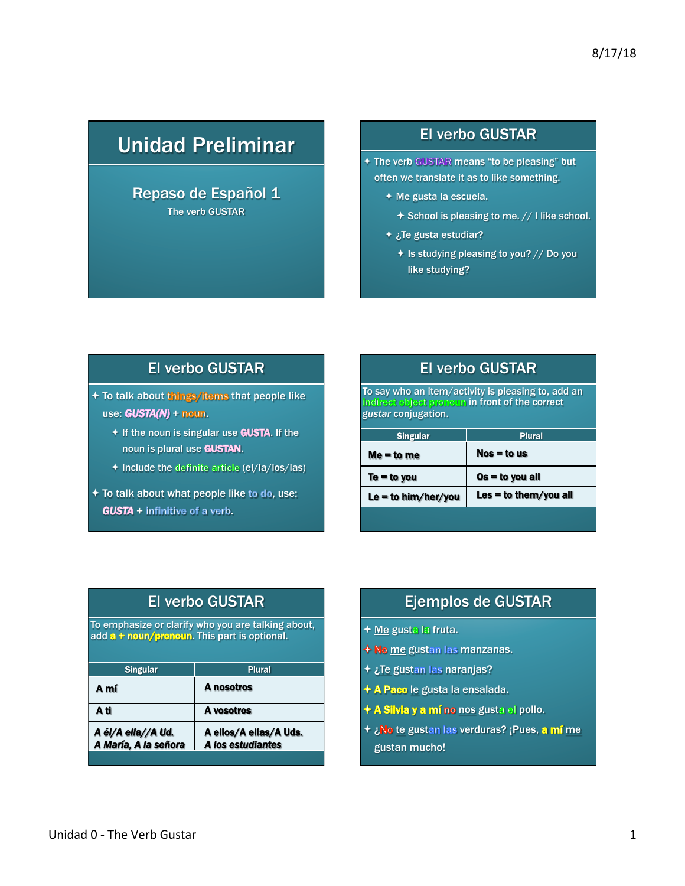# Unidad Preliminar

## Repaso de Español 1

The verb GUSTAR

## El verbo GUSTAR

- The verb GUSTAR means "to be pleasing" but often we translate it as to like something.
  - Me gusta la escuela.
    - School is pleasing to me. // I like school.
  - ¿Te gusta estudiar?
    - Is studying pleasing to you? // Do you like studying?

## El verbo GUSTAR

- To talk about things/items that people like use: ***GUSTA(N)*** + noun.
  - If the noun is singular use **GUSTA**. If the noun is plural use **GUSTAN**.
  - Include the definite article (el/la/los/las)
- To talk about what people like to do, use: ***GUSTA*** + infinitive of a verb.

## El verbo GUSTAR

To say who an item/activity is pleasing to, add an indirect object pronoun in front of the correct *gustar* conjugation.

| Singular | Plural |
| --- | --- |
| **Me = to me** | **Nos = to us** |
| **Te = to you** | **Os = to you all** |
| **Le = to him/her/you** | **Les = to them/you all** |

## El verbo GUSTAR

To emphasize or clarify who you are talking about, add **a + noun/pronoun**. This part is optional.

| Singular | Plural |
| --- | --- |
| **A mí** | **A nosotros** |
| **A ti** | **A vosotros** |
| ***A él/A ella//A Ud.*** ***A María, A la señora*** | ***A ellos/A ellas/A Uds.*** ***A los estudiantes*** |

## Ejemplos de GUSTAR

- Me gusta la fruta.
- No me gustan las manzanas.
- ¿Te gustan las naranjas?
- **A Paco** le gusta la ensalada.
- **A Silvia y a mí** no nos gusta el pollo.
- ¿No te gustan las verduras? ¡Pues, **a mí** me gustan mucho!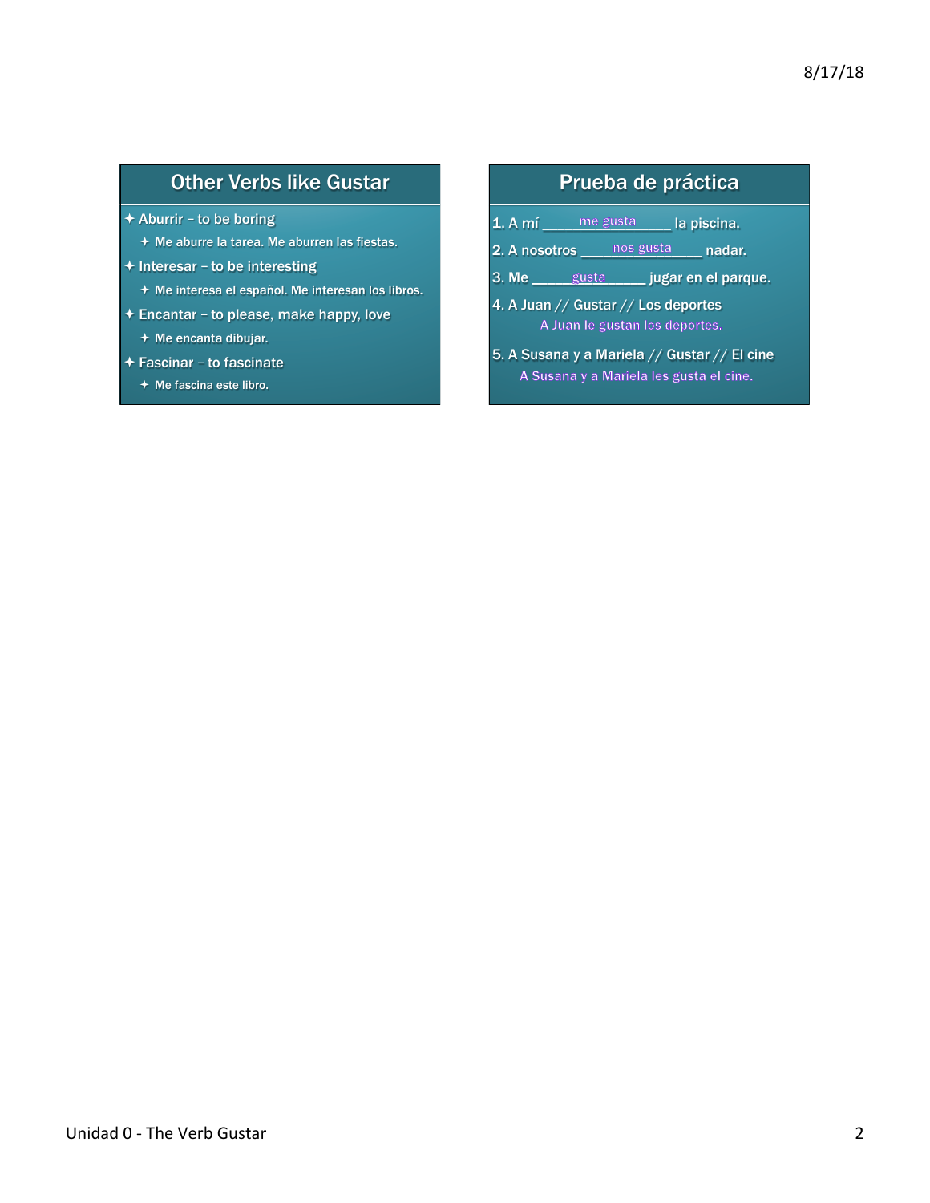## Other Verbs like Gustar

- Aburrir – to be boring
  - Me aburre la tarea. Me aburren las fiestas.
- Interesar – to be interesting
  - Me interesa el español. Me interesan los libros.
- Encantar – to please, make happy, love
  - Me encanta dibujar.
- Fascinar – to fascinate
  - Me fascina este libro.

## Prueba de práctica

1. A mí ___me gusta___ la piscina.
2. A nosotros ___nos gusta___ nadar.
3. Me ___gusta___ jugar en el parque.
4. A Juan // Gustar // Los deportes
   A Juan le gustan los deportes.
5. A Susana y a Mariela // Gustar // El cine
   A Susana y a Mariela les gusta el cine.